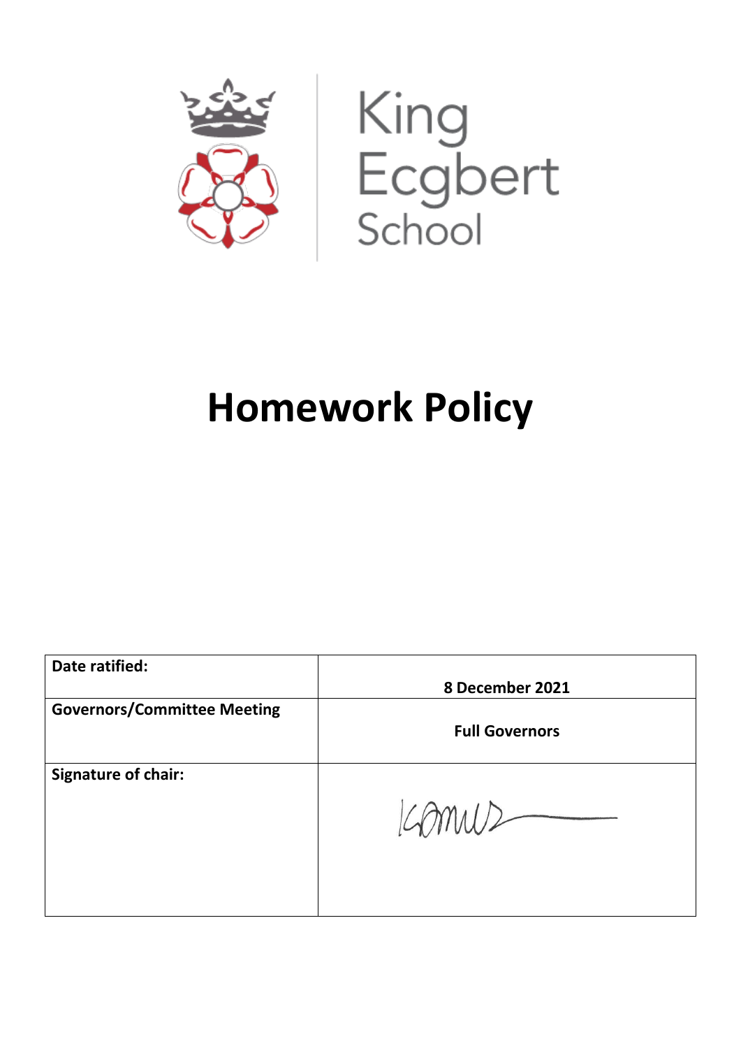King Ecgbert School

# Homework Policy

| | |
|---|---|
| **Date ratified:** | **8 December 2021** |
| **Governors/Committee Meeting** | **Full Governors** |
| **Signature of chair:** | |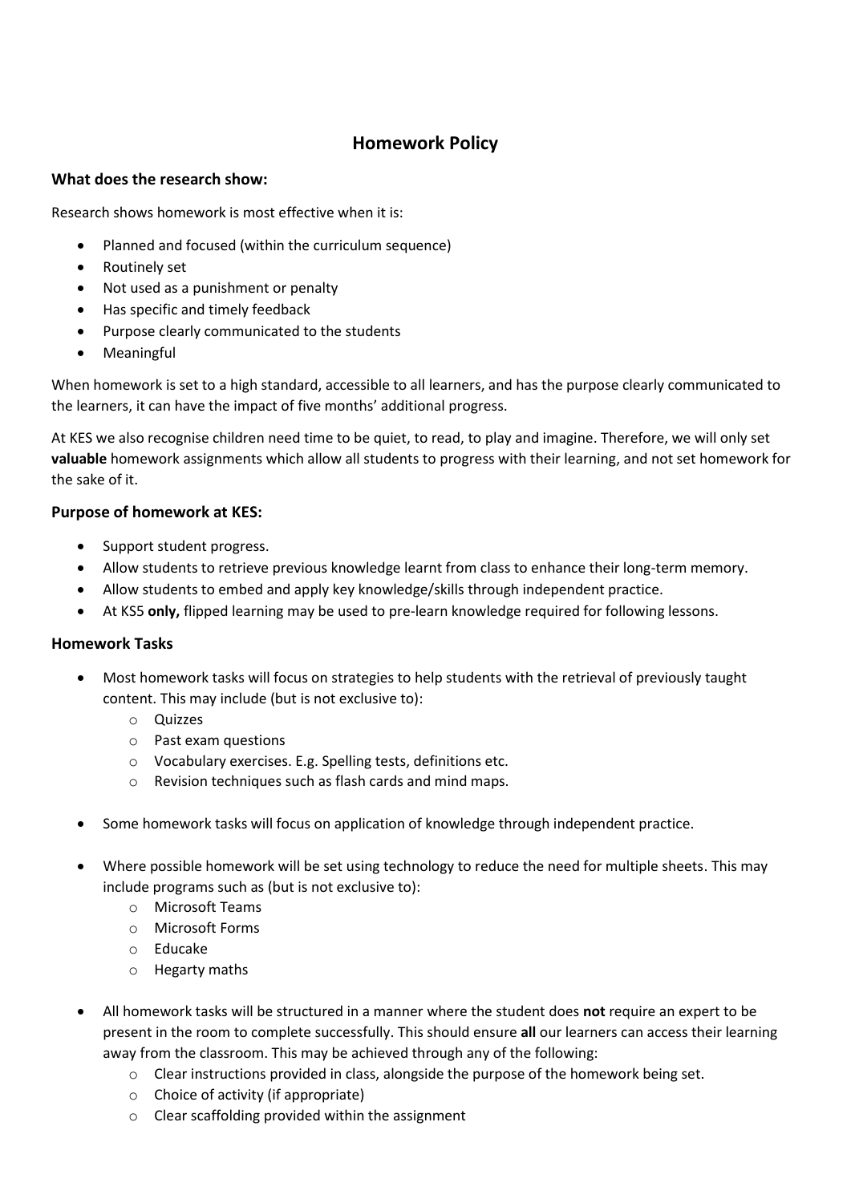# Homework Policy

## What does the research show:

Research shows homework is most effective when it is:

- Planned and focused (within the curriculum sequence)
- Routinely set
- Not used as a punishment or penalty
- Has specific and timely feedback
- Purpose clearly communicated to the students
- Meaningful

When homework is set to a high standard, accessible to all learners, and has the purpose clearly communicated to the learners, it can have the impact of five months' additional progress.

At KES we also recognise children need time to be quiet, to read, to play and imagine. Therefore, we will only set **valuable** homework assignments which allow all students to progress with their learning, and not set homework for the sake of it.

## Purpose of homework at KES:

- Support student progress.
- Allow students to retrieve previous knowledge learnt from class to enhance their long-term memory.
- Allow students to embed and apply key knowledge/skills through independent practice.
- At KS5 **only,** flipped learning may be used to pre-learn knowledge required for following lessons.

## Homework Tasks

- Most homework tasks will focus on strategies to help students with the retrieval of previously taught content. This may include (but is not exclusive to):
  - Quizzes
  - Past exam questions
  - Vocabulary exercises. E.g. Spelling tests, definitions etc.
  - Revision techniques such as flash cards and mind maps.

- Some homework tasks will focus on application of knowledge through independent practice.

- Where possible homework will be set using technology to reduce the need for multiple sheets. This may include programs such as (but is not exclusive to):
  - Microsoft Teams
  - Microsoft Forms
  - Educake
  - Hegarty maths

- All homework tasks will be structured in a manner where the student does **not** require an expert to be present in the room to complete successfully. This should ensure **all** our learners can access their learning away from the classroom. This may be achieved through any of the following:
  - Clear instructions provided in class, alongside the purpose of the homework being set.
  - Choice of activity (if appropriate)
  - Clear scaffolding provided within the assignment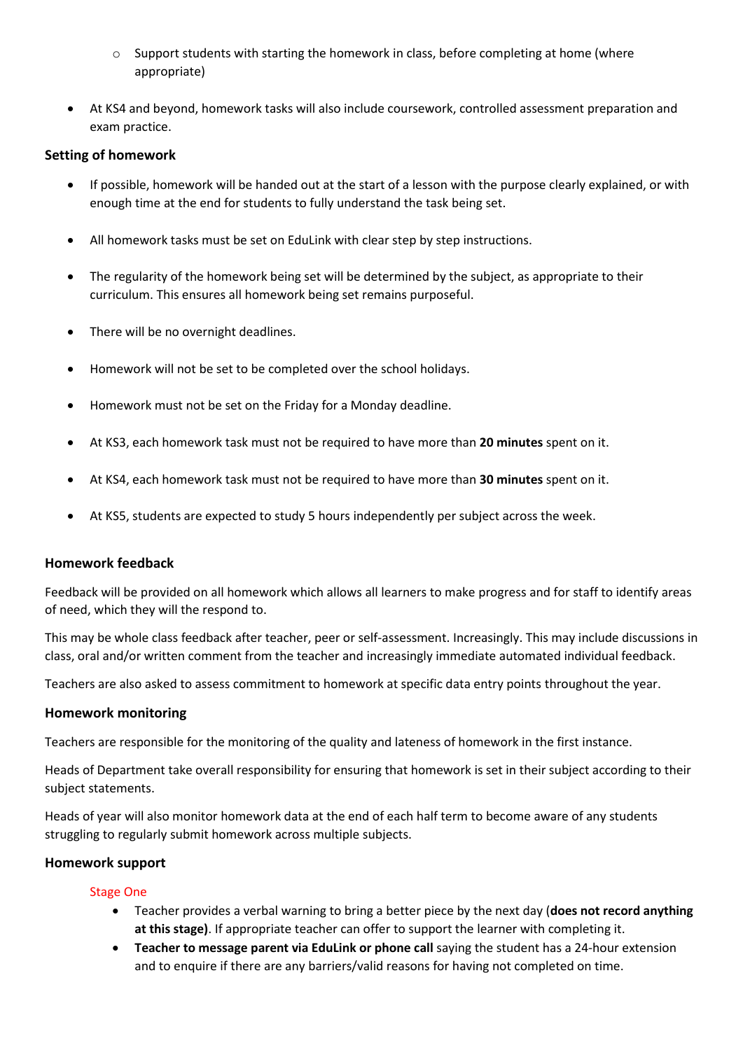- Support students with starting the homework in class, before completing at home (where appropriate)

- At KS4 and beyond, homework tasks will also include coursework, controlled assessment preparation and exam practice.

### Setting of homework

- If possible, homework will be handed out at the start of a lesson with the purpose clearly explained, or with enough time at the end for students to fully understand the task being set.

- All homework tasks must be set on EduLink with clear step by step instructions.

- The regularity of the homework being set will be determined by the subject, as appropriate to their curriculum. This ensures all homework being set remains purposeful.

- There will be no overnight deadlines.

- Homework will not be set to be completed over the school holidays.

- Homework must not be set on the Friday for a Monday deadline.

- At KS3, each homework task must not be required to have more than **20 minutes** spent on it.

- At KS4, each homework task must not be required to have more than **30 minutes** spent on it.

- At KS5, students are expected to study 5 hours independently per subject across the week.

### Homework feedback

Feedback will be provided on all homework which allows all learners to make progress and for staff to identify areas of need, which they will the respond to.

This may be whole class feedback after teacher, peer or self-assessment. Increasingly. This may include discussions in class, oral and/or written comment from the teacher and increasingly immediate automated individual feedback.

Teachers are also asked to assess commitment to homework at specific data entry points throughout the year.

### Homework monitoring

Teachers are responsible for the monitoring of the quality and lateness of homework in the first instance.

Heads of Department take overall responsibility for ensuring that homework is set in their subject according to their subject statements.

Heads of year will also monitor homework data at the end of each half term to become aware of any students struggling to regularly submit homework across multiple subjects.

### Homework support

Stage One

- Teacher provides a verbal warning to bring a better piece by the next day (**does not record anything at this stage)**. If appropriate teacher can offer to support the learner with completing it.
- **Teacher to message parent via EduLink or phone call** saying the student has a 24-hour extension and to enquire if there are any barriers/valid reasons for having not completed on time.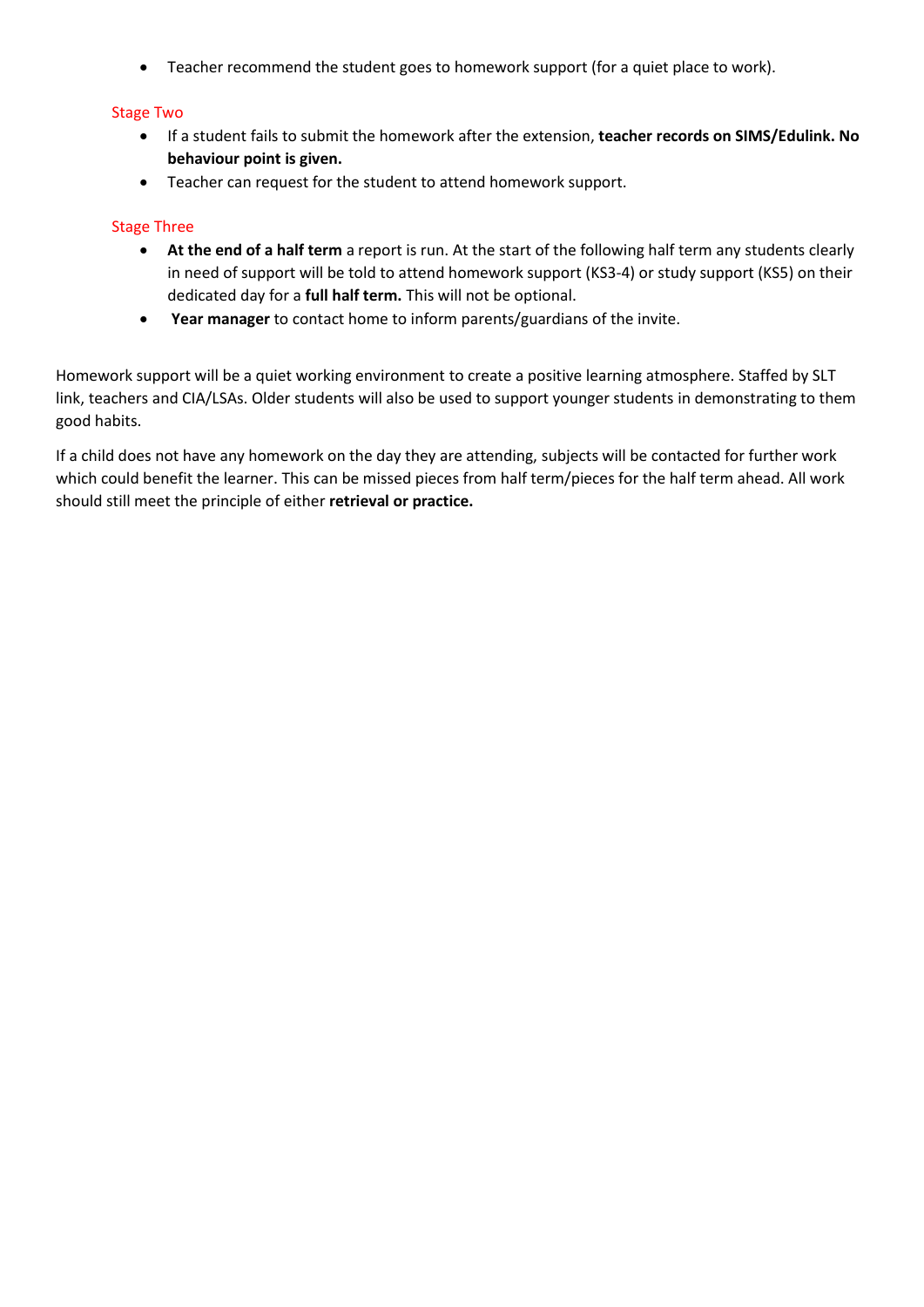- Teacher recommend the student goes to homework support (for a quiet place to work).

### Stage Two

- If a student fails to submit the homework after the extension, **teacher records on SIMS/Edulink. No behaviour point is given.**
- Teacher can request for the student to attend homework support.

### Stage Three

- **At the end of a half term** a report is run. At the start of the following half term any students clearly in need of support will be told to attend homework support (KS3-4) or study support (KS5) on their dedicated day for a **full half term.** This will not be optional.
- **Year manager** to contact home to inform parents/guardians of the invite.

Homework support will be a quiet working environment to create a positive learning atmosphere. Staffed by SLT link, teachers and CIA/LSAs. Older students will also be used to support younger students in demonstrating to them good habits.

If a child does not have any homework on the day they are attending, subjects will be contacted for further work which could benefit the learner. This can be missed pieces from half term/pieces for the half term ahead. All work should still meet the principle of either **retrieval or practice.**